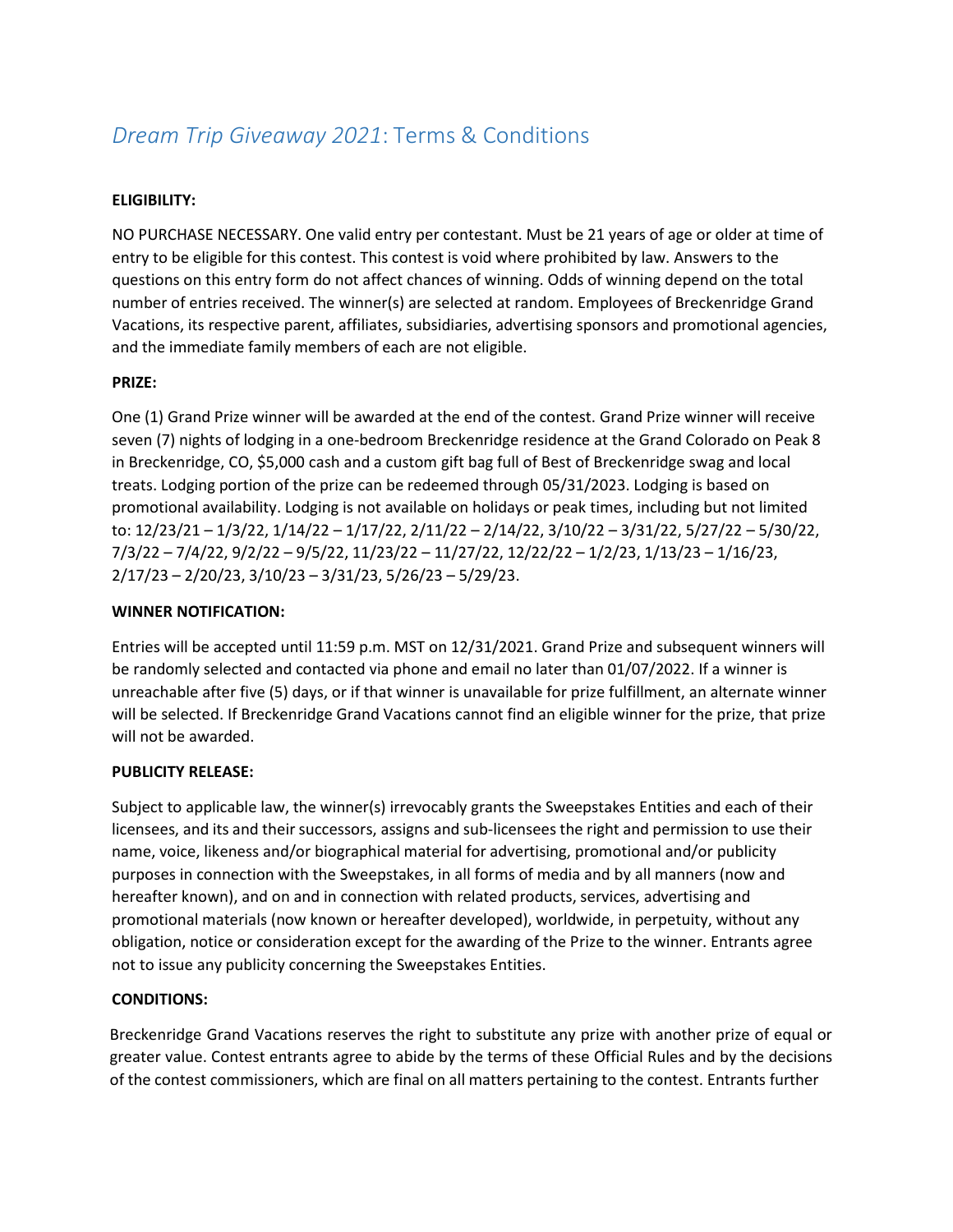# *Dream Trip Giveaway 2021*: Terms & Conditions

**ELIGIBILITY:**

NO PURCHASE NECESSARY. One valid entry per contestant. Must be 21 years of age or older at time of entry to be eligible for this contest. This contest is void where prohibited by law. Answers to the questions on this entry form do not affect chances of winning. Odds of winning depend on the total number of entries received. The winner(s) are selected at random. Employees of Breckenridge Grand Vacations, its respective parent, affiliates, subsidiaries, advertising sponsors and promotional agencies, and the immediate family members of each are not eligible.

**PRIZE:**

One (1) Grand Prize winner will be awarded at the end of the contest. Grand Prize winner will receive seven (7) nights of lodging in a one-bedroom Breckenridge residence at the Grand Colorado on Peak 8 in Breckenridge, CO, $5,000 cash and a custom gift bag full of Best of Breckenridge swag and local treats. Lodging portion of the prize can be redeemed through 05/31/2023. Lodging is based on promotional availability. Lodging is not available on holidays or peak times, including but not limited to: 12/23/21 – 1/3/22, 1/14/22 – 1/17/22, 2/11/22 – 2/14/22, 3/10/22 – 3/31/22, 5/27/22 – 5/30/22, 7/3/22 – 7/4/22, 9/2/22 – 9/5/22, 11/23/22 – 11/27/22, 12/22/22 – 1/2/23, 1/13/23 – 1/16/23, 2/17/23 – 2/20/23, 3/10/23 – 3/31/23, 5/26/23 – 5/29/23.

**WINNER NOTIFICATION:**

Entries will be accepted until 11:59 p.m. MST on 12/31/2021. Grand Prize and subsequent winners will be randomly selected and contacted via phone and email no later than 01/07/2022. If a winner is unreachable after five (5) days, or if that winner is unavailable for prize fulfillment, an alternate winner will be selected. If Breckenridge Grand Vacations cannot find an eligible winner for the prize, that prize will not be awarded.

**PUBLICITY RELEASE:**

Subject to applicable law, the winner(s) irrevocably grants the Sweepstakes Entities and each of their licensees, and its and their successors, assigns and sub-licensees the right and permission to use their name, voice, likeness and/or biographical material for advertising, promotional and/or publicity purposes in connection with the Sweepstakes, in all forms of media and by all manners (now and hereafter known), and on and in connection with related products, services, advertising and promotional materials (now known or hereafter developed), worldwide, in perpetuity, without any obligation, notice or consideration except for the awarding of the Prize to the winner. Entrants agree not to issue any publicity concerning the Sweepstakes Entities.

**CONDITIONS:**

Breckenridge Grand Vacations reserves the right to substitute any prize with another prize of equal or greater value. Contest entrants agree to abide by the terms of these Official Rules and by the decisions of the contest commissioners, which are final on all matters pertaining to the contest. Entrants further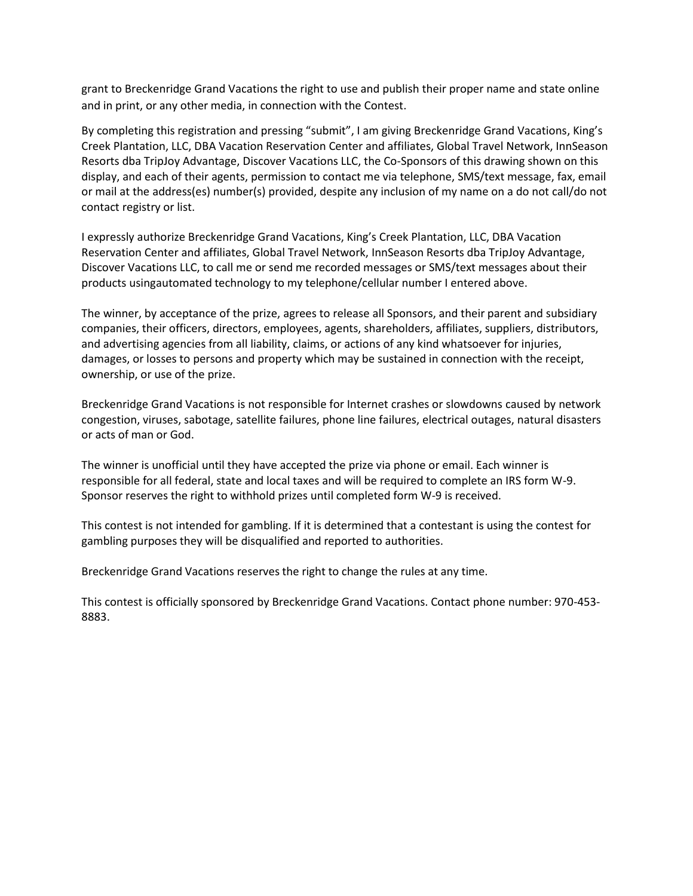grant to Breckenridge Grand Vacations the right to use and publish their proper name and state online and in print, or any other media, in connection with the Contest.

By completing this registration and pressing "submit", I am giving Breckenridge Grand Vacations, King's Creek Plantation, LLC, DBA Vacation Reservation Center and affiliates, Global Travel Network, InnSeason Resorts dba TripJoy Advantage, Discover Vacations LLC, the Co-Sponsors of this drawing shown on this display, and each of their agents, permission to contact me via telephone, SMS/text message, fax, email or mail at the address(es) number(s) provided, despite any inclusion of my name on a do not call/do not contact registry or list.

I expressly authorize Breckenridge Grand Vacations, King's Creek Plantation, LLC, DBA Vacation Reservation Center and affiliates, Global Travel Network, InnSeason Resorts dba TripJoy Advantage, Discover Vacations LLC, to call me or send me recorded messages or SMS/text messages about their products usingautomated technology to my telephone/cellular number I entered above.

The winner, by acceptance of the prize, agrees to release all Sponsors, and their parent and subsidiary companies, their officers, directors, employees, agents, shareholders, affiliates, suppliers, distributors, and advertising agencies from all liability, claims, or actions of any kind whatsoever for injuries, damages, or losses to persons and property which may be sustained in connection with the receipt, ownership, or use of the prize.

Breckenridge Grand Vacations is not responsible for Internet crashes or slowdowns caused by network congestion, viruses, sabotage, satellite failures, phone line failures, electrical outages, natural disasters or acts of man or God.

The winner is unofficial until they have accepted the prize via phone or email. Each winner is responsible for all federal, state and local taxes and will be required to complete an IRS form W-9. Sponsor reserves the right to withhold prizes until completed form W-9 is received.

This contest is not intended for gambling. If it is determined that a contestant is using the contest for gambling purposes they will be disqualified and reported to authorities.

Breckenridge Grand Vacations reserves the right to change the rules at any time.

This contest is officially sponsored by Breckenridge Grand Vacations. Contact phone number: 970-453-8883.